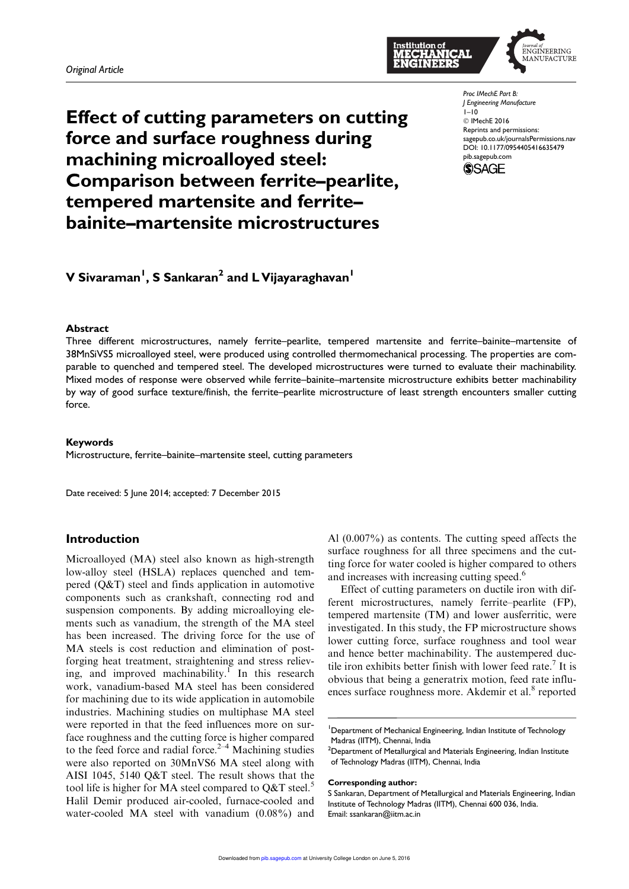*Original Article*

# Effect of cutting parameters on cutting force and surface roughness during machining microalloyed steel: Comparison between ferrite–pearlite, tempered martensite and ferrite–bainite–martensite microstructures

Proc IMechE Part B:
J Engineering Manufacture
1–10
© IMechE 2016
Reprints and permissions:
sagepub.co.uk/journalsPermissions.nav
DOI: 10.1177/0954405416635479
pib.sagepub.com

**V Sivaraman[1], S Sankaran[2] and L Vijayaraghavan[1]**

### Abstract

Three different microstructures, namely ferrite–pearlite, tempered martensite and ferrite–bainite–martensite of 38MnSiVS5 microalloyed steel, were produced using controlled thermomechanical processing. The properties are comparable to quenched and tempered steel. The developed microstructures were turned to evaluate their machinability. Mixed modes of response were observed while ferrite–bainite–martensite microstructure exhibits better machinability by way of good surface texture/finish, the ferrite–pearlite microstructure of least strength encounters smaller cutting force.

### Keywords

Microstructure, ferrite–bainite–martensite steel, cutting parameters

Date received: 5 June 2014; accepted: 7 December 2015

## Introduction

Microalloyed (MA) steel also known as high-strength low-alloy steel (HSLA) replaces quenched and tempered (Q&T) steel and finds application in automotive components such as crankshaft, connecting rod and suspension components. By adding microalloying elements such as vanadium, the strength of the MA steel has been increased. The driving force for the use of MA steels is cost reduction and elimination of post-forging heat treatment, straightening and stress relieving, and improved machinability.[1] In this research work, vanadium-based MA steel has been considered for machining due to its wide application in automobile industries. Machining studies on multiphase MA steel were reported in that the feed influences more on surface roughness and the cutting force is higher compared to the feed force and radial force.[2–4] Machining studies were also reported on 30MnVS6 MA steel along with AISI 1045, 5140 Q&T steel. The result shows that the tool life is higher for MA steel compared to Q&T steel.[5] Halil Demir produced air-cooled, furnace-cooled and water-cooled MA steel with vanadium (0.08%) and Al (0.007%) as contents. The cutting speed affects the surface roughness for all three specimens and the cutting force for water cooled is higher compared to others and increases with increasing cutting speed.[6]

Effect of cutting parameters on ductile iron with different microstructures, namely ferrite–pearlite (FP), tempered martensite (TM) and lower ausferritic, were investigated. In this study, the FP microstructure shows lower cutting force, surface roughness and tool wear and hence better machinability. The austempered ductile iron exhibits better finish with lower feed rate.[7] It is obvious that being a generatrix motion, feed rate influences surface roughness more. Akdemir et al.[8] reported

---

[1]Department of Mechanical Engineering, Indian Institute of Technology Madras (IITM), Chennai, India
[2]Department of Metallurgical and Materials Engineering, Indian Institute of Technology Madras (IITM), Chennai, India

**Corresponding author:**
S Sankaran, Department of Metallurgical and Materials Engineering, Indian Institute of Technology Madras (IITM), Chennai 600 036, India.
Email: ssankaran@iitm.ac.in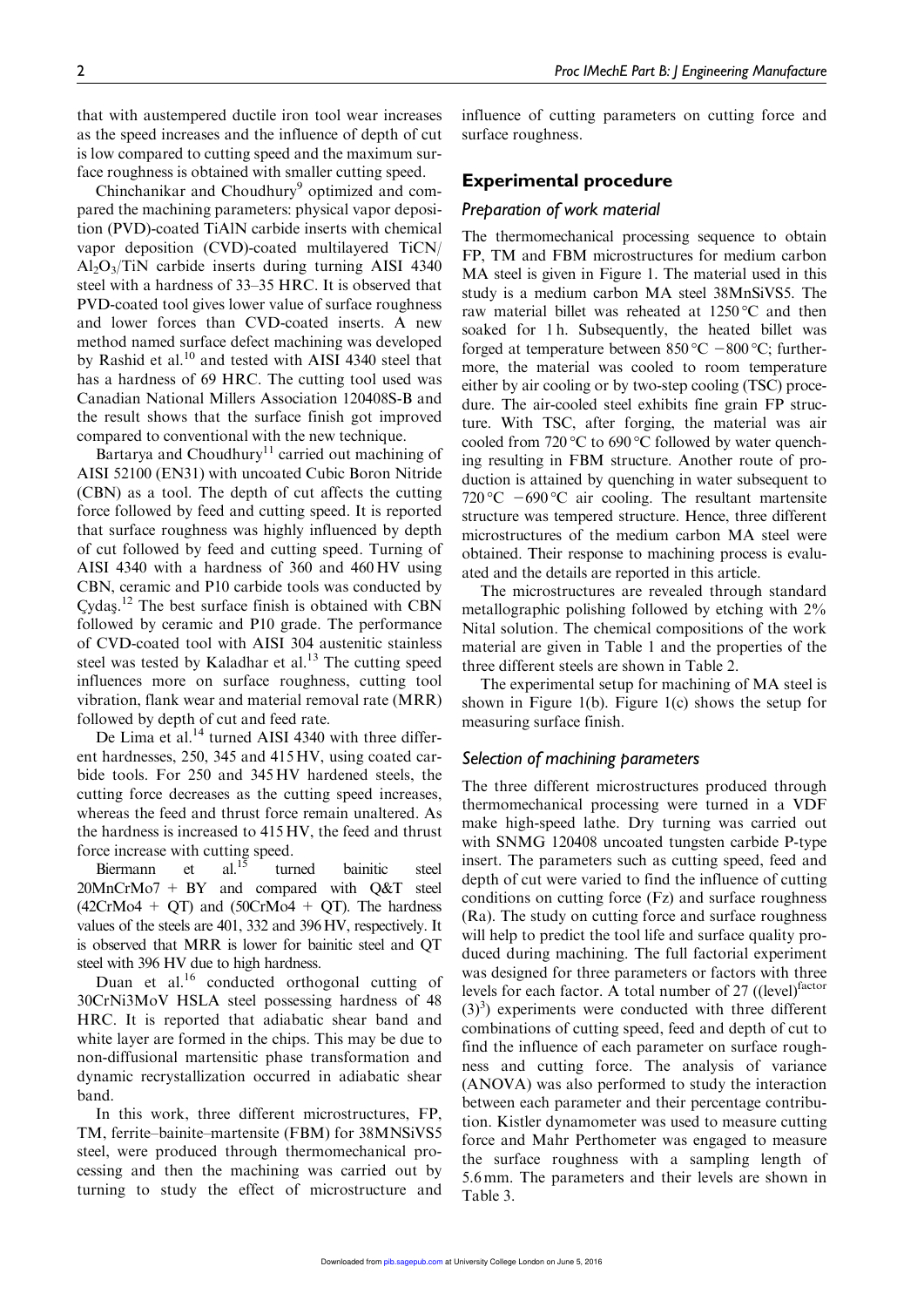that with austempered ductile iron tool wear increases as the speed increases and the influence of depth of cut is low compared to cutting speed and the maximum surface roughness is obtained with smaller cutting speed.

Chinchanikar and Choudhury[9] optimized and compared the machining parameters: physical vapor deposition (PVD)-coated TiAlN carbide inserts with chemical vapor deposition (CVD)-coated multilayered TiCN/$Al_2O_3$/TiN carbide inserts during turning AISI 4340 steel with a hardness of 33–35 HRC. It is observed that PVD-coated tool gives lower value of surface roughness and lower forces than CVD-coated inserts. A new method named surface defect machining was developed by Rashid et al.[10] and tested with AISI 4340 steel that has a hardness of 69 HRC. The cutting tool used was Canadian National Millers Association 120408S-B and the result shows that the surface finish got improved compared to conventional with the new technique.

Bartarya and Choudhury[11] carried out machining of AISI 52100 (EN31) with uncoated Cubic Boron Nitride (CBN) as a tool. The depth of cut affects the cutting force followed by feed and cutting speed. It is reported that surface roughness was highly influenced by depth of cut followed by feed and cutting speed. Turning of AISI 4340 with a hardness of 360 and 460 HV using CBN, ceramic and P10 carbide tools was conducted by Çydaş.[12] The best surface finish is obtained with CBN followed by ceramic and P10 grade. The performance of CVD-coated tool with AISI 304 austenitic stainless steel was tested by Kaladhar et al.[13] The cutting speed influences more on surface roughness, cutting tool vibration, flank wear and material removal rate (MRR) followed by depth of cut and feed rate.

De Lima et al.[14] turned AISI 4340 with three different hardnesses, 250, 345 and 415 HV, using coated carbide tools. For 250 and 345 HV hardened steels, the cutting force decreases as the cutting speed increases, whereas the feed and thrust force remain unaltered. As the hardness is increased to 415 HV, the feed and thrust force increase with cutting speed.

Biermann et al.[15] turned bainitic steel 20MnCrMo7 + BY and compared with Q&T steel (42CrMo4 + QT) and (50CrMo4 + QT). The hardness values of the steels are 401, 332 and 396 HV, respectively. It is observed that MRR is lower for bainitic steel and QT steel with 396 HV due to high hardness.

Duan et al.[16] conducted orthogonal cutting of 30CrNi3MoV HSLA steel possessing hardness of 48 HRC. It is reported that adiabatic shear band and white layer are formed in the chips. This may be due to non-diffusional martensitic phase transformation and dynamic recrystallization occurred in adiabatic shear band.

In this work, three different microstructures, FP, TM, ferrite–bainite–martensite (FBM) for 38MNSiVS5 steel, were produced through thermomechanical processing and then the machining was carried out by turning to study the effect of microstructure and influence of cutting parameters on cutting force and surface roughness.

## Experimental procedure

### *Preparation of work material*

The thermomechanical processing sequence to obtain FP, TM and FBM microstructures for medium carbon MA steel is given in Figure 1. The material used in this study is a medium carbon MA steel 38MnSiVS5. The raw material billet was reheated at 1250 °C and then soaked for 1 h. Subsequently, the heated billet was forged at temperature between 850 °C −800 °C; furthermore, the material was cooled to room temperature either by air cooling or by two-step cooling (TSC) procedure. The air-cooled steel exhibits fine grain FP structure. With TSC, after forging, the material was air cooled from 720 °C to 690 °C followed by water quenching resulting in FBM structure. Another route of production is attained by quenching in water subsequent to 720 °C −690 °C air cooling. The resultant martensite structure was tempered structure. Hence, three different microstructures of the medium carbon MA steel were obtained. Their response to machining process is evaluated and the details are reported in this article.

The microstructures are revealed through standard metallographic polishing followed by etching with 2% Nital solution. The chemical compositions of the work material are given in Table 1 and the properties of the three different steels are shown in Table 2.

The experimental setup for machining of MA steel is shown in Figure 1(b). Figure 1(c) shows the setup for measuring surface finish.

### *Selection of machining parameters*

The three different microstructures produced through thermomechanical processing were turned in a VDF make high-speed lathe. Dry turning was carried out with SNMG 120408 uncoated tungsten carbide P-type insert. The parameters such as cutting speed, feed and depth of cut were varied to find the influence of cutting conditions on cutting force (Fz) and surface roughness (Ra). The study on cutting force and surface roughness will help to predict the tool life and surface quality produced during machining. The full factorial experiment was designed for three parameters or factors with three levels for each factor. A total number of 27 ($(\text{level})^{\text{factor}}$ $(3)^3$) experiments were conducted with three different combinations of cutting speed, feed and depth of cut to find the influence of each parameter on surface roughness and cutting force. The analysis of variance (ANOVA) was also performed to study the interaction between each parameter and their percentage contribution. Kistler dynamometer was used to measure cutting force and Mahr Perthometer was engaged to measure the surface roughness with a sampling length of 5.6 mm. The parameters and their levels are shown in Table 3.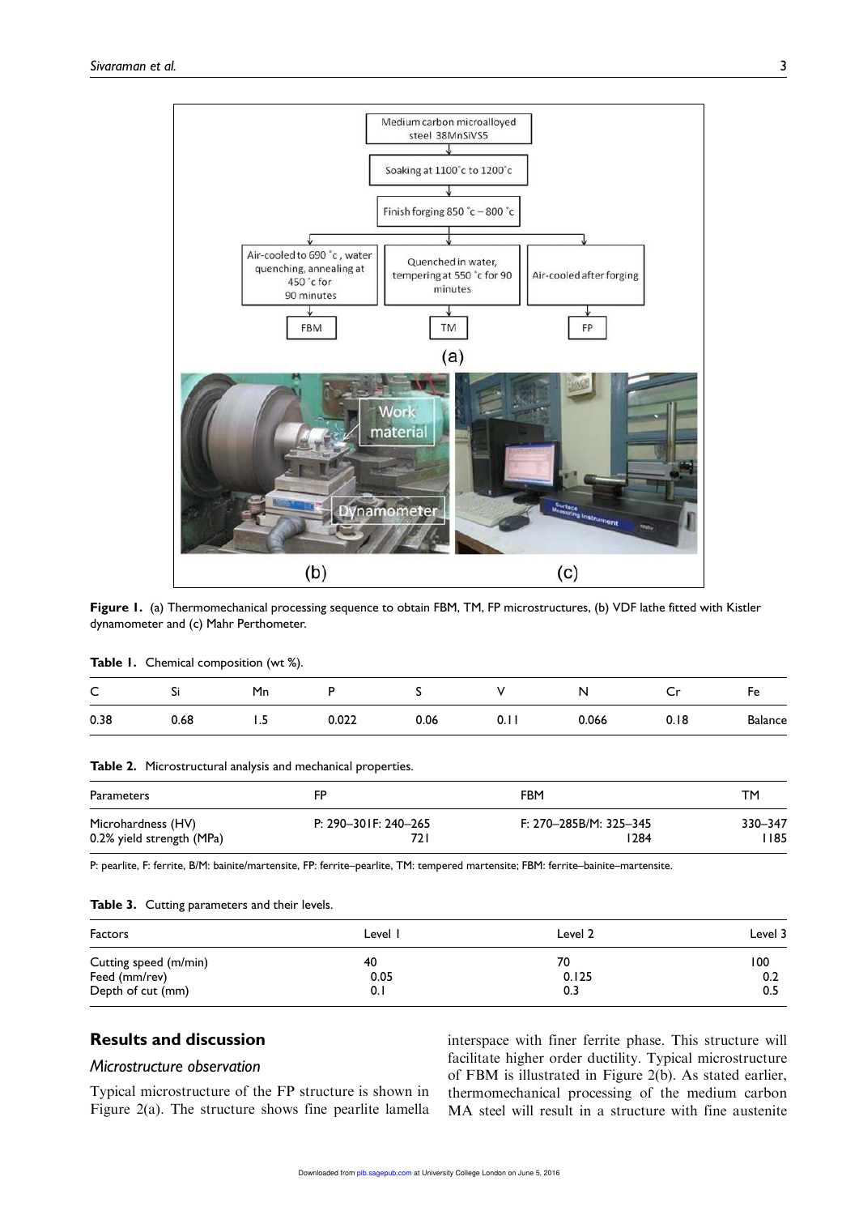Figure 1. (a) Thermomechanical processing sequence to obtain FBM, TM, FP microstructures, (b) VDF lathe fitted with Kistler dynamometer and (c) Mahr Perthometer.

**Table 1.** Chemical composition (wt %).

| C | Si | Mn | P | S | V | N | Cr | Fe |
|---|---|---|---|---|---|---|---|---|
| 0.38 | 0.68 | 1.5 | 0.022 | 0.06 | 0.11 | 0.066 | 0.18 | Balance |

**Table 2.** Microstructural analysis and mechanical properties.

| Parameters | FP | FBM | TM |
|---|---|---|---|
| Microhardness (HV) | P: 290–301F: 240–265 | F: 270–285B/M: 325–345 | 330–347 |
| 0.2% yield strength (MPa) | 721 | 1284 | 1185 |

P: pearlite, F: ferrite, B/M: bainite/martensite, FP: ferrite–pearlite, TM: tempered martensite; FBM: ferrite–bainite–martensite.

**Table 3.** Cutting parameters and their levels.

| Factors | Level 1 | Level 2 | Level 3 |
|---|---|---|---|
| Cutting speed (m/min) | 40 | 70 | 100 |
| Feed (mm/rev) | 0.05 | 0.125 | 0.2 |
| Depth of cut (mm) | 0.1 | 0.3 | 0.5 |

## Results and discussion

### *Microstructure observation*

Typical microstructure of the FP structure is shown in Figure 2(a). The structure shows fine pearlite lamella interspace with finer ferrite phase. This structure will facilitate higher order ductility. Typical microstructure of FBM is illustrated in Figure 2(b). As stated earlier, thermomechanical processing of the medium carbon MA steel will result in a structure with fine austenite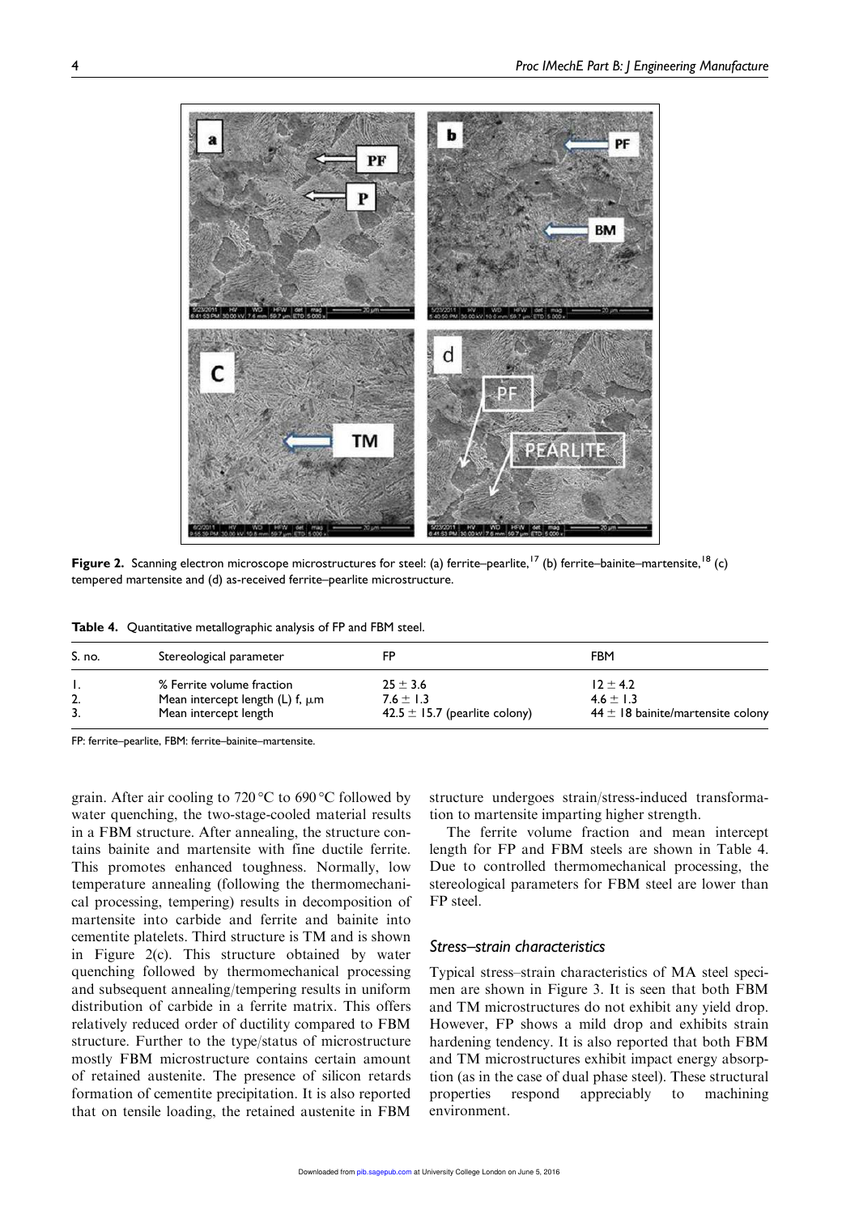Figure 2. Scanning electron microscope microstructures for steel: (a) ferrite–pearlite,[17] (b) ferrite–bainite–martensite,[18] (c) tempered martensite and (d) as-received ferrite–pearlite microstructure.

Table 4. Quantitative metallographic analysis of FP and FBM steel.

| S. no. | Stereological parameter | FP | FBM |
|---|---|---|---|
| 1. | % Ferrite volume fraction | 25 ± 3.6 | 12 ± 4.2 |
| 2. | Mean intercept length (L) f, μm | 7.6 ± 1.3 | 4.6 ± 1.3 |
| 3. | Mean intercept length | 42.5 ± 15.7 (pearlite colony) | 44 ± 18 bainite/martensite colony |

FP: ferrite–pearlite, FBM: ferrite–bainite–martensite.

grain. After air cooling to 720 °C to 690 °C followed by water quenching, the two-stage-cooled material results in a FBM structure. After annealing, the structure contains bainite and martensite with fine ductile ferrite. This promotes enhanced toughness. Normally, low temperature annealing (following the thermomechanical processing, tempering) results in decomposition of martensite into carbide and ferrite and bainite into cementite platelets. Third structure is TM and is shown in Figure 2(c). This structure obtained by water quenching followed by thermomechanical processing and subsequent annealing/tempering results in uniform distribution of carbide in a ferrite matrix. This offers relatively reduced order of ductility compared to FBM structure. Further to the type/status of microstructure mostly FBM microstructure contains certain amount of retained austenite. The presence of silicon retards formation of cementite precipitation. It is also reported that on tensile loading, the retained austenite in FBM structure undergoes strain/stress-induced transformation to martensite imparting higher strength.

The ferrite volume fraction and mean intercept length for FP and FBM steels are shown in Table 4. Due to controlled thermomechanical processing, the stereological parameters for FBM steel are lower than FP steel.

### Stress–strain characteristics

Typical stress–strain characteristics of MA steel specimen are shown in Figure 3. It is seen that both FBM and TM microstructures do not exhibit any yield drop. However, FP shows a mild drop and exhibits strain hardening tendency. It is also reported that both FBM and TM microstructures exhibit impact energy absorption (as in the case of dual phase steel). These structural properties respond appreciably to machining environment.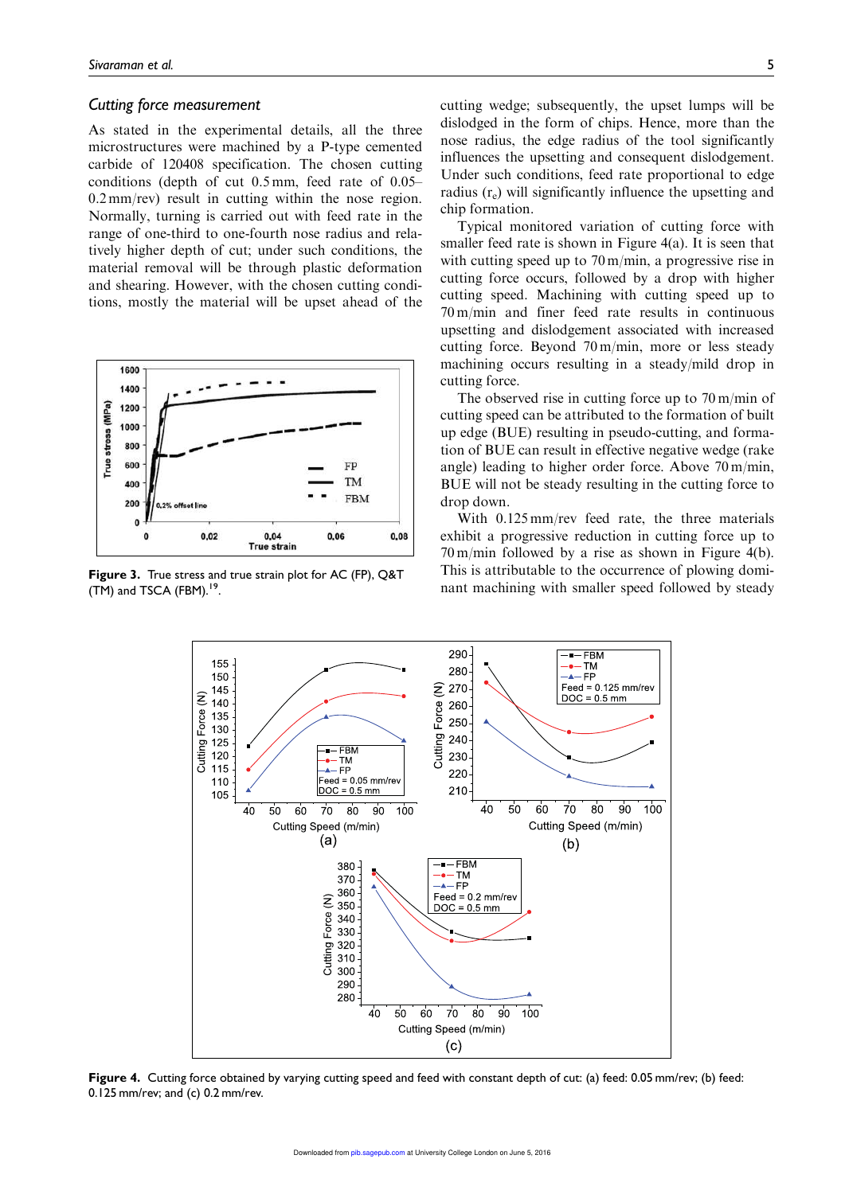## Cutting force measurement

As stated in the experimental details, all the three microstructures were machined by a P-type cemented carbide of 120408 specification. The chosen cutting conditions (depth of cut 0.5 mm, feed rate of 0.05–0.2 mm/rev) result in cutting within the nose region. Normally, turning is carried out with feed rate in the range of one-third to one-fourth nose radius and relatively higher depth of cut; under such conditions, the material removal will be through plastic deformation and shearing. However, with the chosen cutting conditions, mostly the material will be upset ahead of the cutting wedge; subsequently, the upset lumps will be dislodged in the form of chips. Hence, more than the nose radius, the edge radius of the tool significantly influences the upsetting and consequent dislodgement. Under such conditions, feed rate proportional to edge radius ($r_e$) will significantly influence the upsetting and chip formation.

Figure 3. True stress and true strain plot for AC (FP), Q&T (TM) and TSCA (FBM).[19]

Typical monitored variation of cutting force with smaller feed rate is shown in Figure 4(a). It is seen that with cutting speed up to 70 m/min, a progressive rise in cutting force occurs, followed by a drop with higher cutting speed. Machining with cutting speed up to 70 m/min and finer feed rate results in continuous upsetting and dislodgement associated with increased cutting force. Beyond 70 m/min, more or less steady machining occurs resulting in a steady/mild drop in cutting force.

The observed rise in cutting force up to 70 m/min of cutting speed can be attributed to the formation of built up edge (BUE) resulting in pseudo-cutting, and formation of BUE can result in effective negative wedge (rake angle) leading to higher order force. Above 70 m/min, BUE will not be steady resulting in the cutting force to drop down.

With 0.125 mm/rev feed rate, the three materials exhibit a progressive reduction in cutting force up to 70 m/min followed by a rise as shown in Figure 4(b). This is attributable to the occurrence of plowing dominant machining with smaller speed followed by steady

Figure 4. Cutting force obtained by varying cutting speed and feed with constant depth of cut: (a) feed: 0.05 mm/rev; (b) feed: 0.125 mm/rev; and (c) 0.2 mm/rev.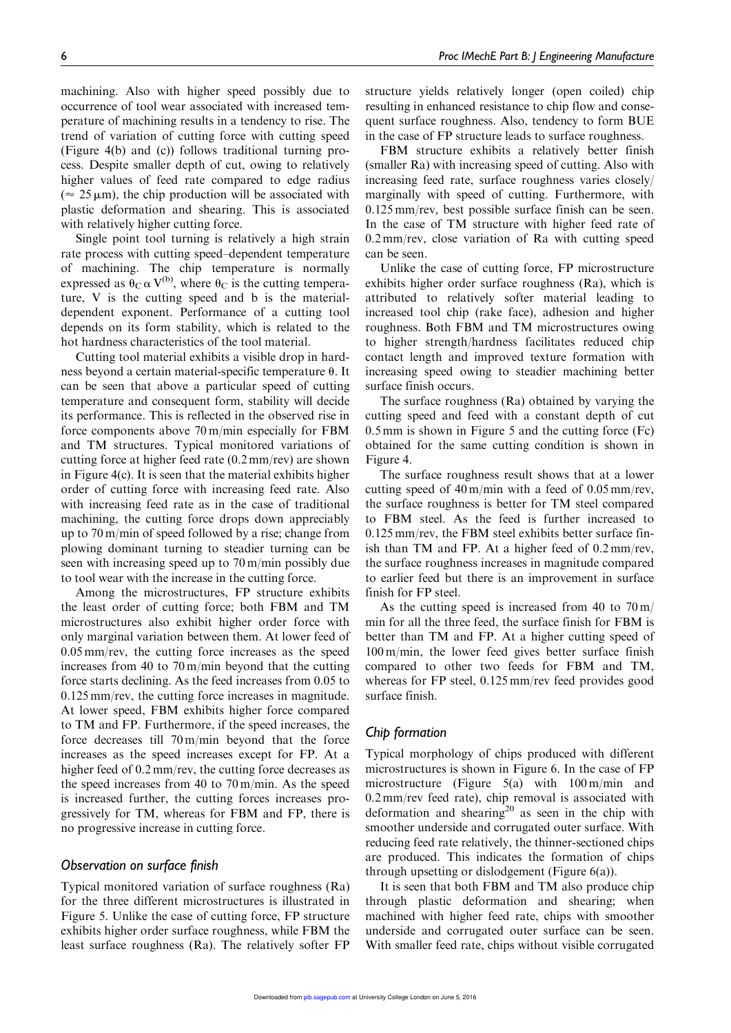machining. Also with higher speed possibly due to occurrence of tool wear associated with increased temperature of machining results in a tendency to rise. The trend of variation of cutting force with cutting speed (Figure 4(b) and (c)) follows traditional turning process. Despite smaller depth of cut, owing to relatively higher values of feed rate compared to edge radius ($\approx 25\,\mu m$), the chip production will be associated with plastic deformation and shearing. This is associated with relatively higher cutting force.

Single point tool turning is relatively a high strain rate process with cutting speed–dependent temperature of machining. The chip temperature is normally expressed as $\theta_C \alpha V^{(b)}$, where $\theta_C$ is the cutting temperature, V is the cutting speed and b is the material-dependent exponent. Performance of a cutting tool depends on its form stability, which is related to the hot hardness characteristics of the tool material.

Cutting tool material exhibits a visible drop in hardness beyond a certain material-specific temperature $\theta$. It can be seen that above a particular speed of cutting temperature and consequent form, stability will decide its performance. This is reflected in the observed rise in force components above 70 m/min especially for FBM and TM structures. Typical monitored variations of cutting force at higher feed rate (0.2 mm/rev) are shown in Figure 4(c). It is seen that the material exhibits higher order of cutting force with increasing feed rate. Also with increasing feed rate as in the case of traditional machining, the cutting force drops down appreciably up to 70 m/min of speed followed by a rise; change from plowing dominant turning to steadier turning can be seen with increasing speed up to 70 m/min possibly due to tool wear with the increase in the cutting force.

Among the microstructures, FP structure exhibits the least order of cutting force; both FBM and TM microstructures also exhibit higher order force with only marginal variation between them. At lower feed of 0.05 mm/rev, the cutting force increases as the speed increases from 40 to 70 m/min beyond that the cutting force starts declining. As the feed increases from 0.05 to 0.125 mm/rev, the cutting force increases in magnitude. At lower speed, FBM exhibits higher force compared to TM and FP. Furthermore, if the speed increases, the force decreases till 70 m/min beyond that the force increases as the speed increases except for FP. At a higher feed of 0.2 mm/rev, the cutting force decreases as the speed increases from 40 to 70 m/min. As the speed is increased further, the cutting forces increases progressively for TM, whereas for FBM and FP, there is no progressive increase in cutting force.

### *Observation on surface finish*

Typical monitored variation of surface roughness (Ra) for the three different microstructures is illustrated in Figure 5. Unlike the case of cutting force, FP structure exhibits higher order surface roughness, while FBM the least surface roughness (Ra). The relatively softer FP structure yields relatively longer (open coiled) chip resulting in enhanced resistance to chip flow and consequent surface roughness. Also, tendency to form BUE in the case of FP structure leads to surface roughness.

FBM structure exhibits a relatively better finish (smaller Ra) with increasing speed of cutting. Also with increasing feed rate, surface roughness varies closely/marginally with speed of cutting. Furthermore, with 0.125 mm/rev, best possible surface finish can be seen. In the case of TM structure with higher feed rate of 0.2 mm/rev, close variation of Ra with cutting speed can be seen.

Unlike the case of cutting force, FP microstructure exhibits higher order surface roughness (Ra), which is attributed to relatively softer material leading to increased tool chip (rake face), adhesion and higher roughness. Both FBM and TM microstructures owing to higher strength/hardness facilitates reduced chip contact length and improved texture formation with increasing speed owing to steadier machining better surface finish occurs.

The surface roughness (Ra) obtained by varying the cutting speed and feed with a constant depth of cut 0.5 mm is shown in Figure 5 and the cutting force (Fc) obtained for the same cutting condition is shown in Figure 4.

The surface roughness result shows that at a lower cutting speed of 40 m/min with a feed of 0.05 mm/rev, the surface roughness is better for TM steel compared to FBM steel. As the feed is further increased to 0.125 mm/rev, the FBM steel exhibits better surface finish than TM and FP. At a higher feed of 0.2 mm/rev, the surface roughness increases in magnitude compared to earlier feed but there is an improvement in surface finish for FP steel.

As the cutting speed is increased from 40 to 70 m/min for all the three feed, the surface finish for FBM is better than TM and FP. At a higher cutting speed of 100 m/min, the lower feed gives better surface finish compared to other two feeds for FBM and TM, whereas for FP steel, 0.125 mm/rev feed provides good surface finish.

### *Chip formation*

Typical morphology of chips produced with different microstructures is shown in Figure 6. In the case of FP microstructure (Figure 5(a) with 100 m/min and 0.2 mm/rev feed rate), chip removal is associated with deformation and shearing[20] as seen in the chip with smoother underside and corrugated outer surface. With reducing feed rate relatively, the thinner-sectioned chips are produced. This indicates the formation of chips through upsetting or dislodgement (Figure 6(a)).

It is seen that both FBM and TM also produce chip through plastic deformation and shearing; when machined with higher feed rate, chips with smoother underside and corrugated outer surface can be seen. With smaller feed rate, chips without visible corrugated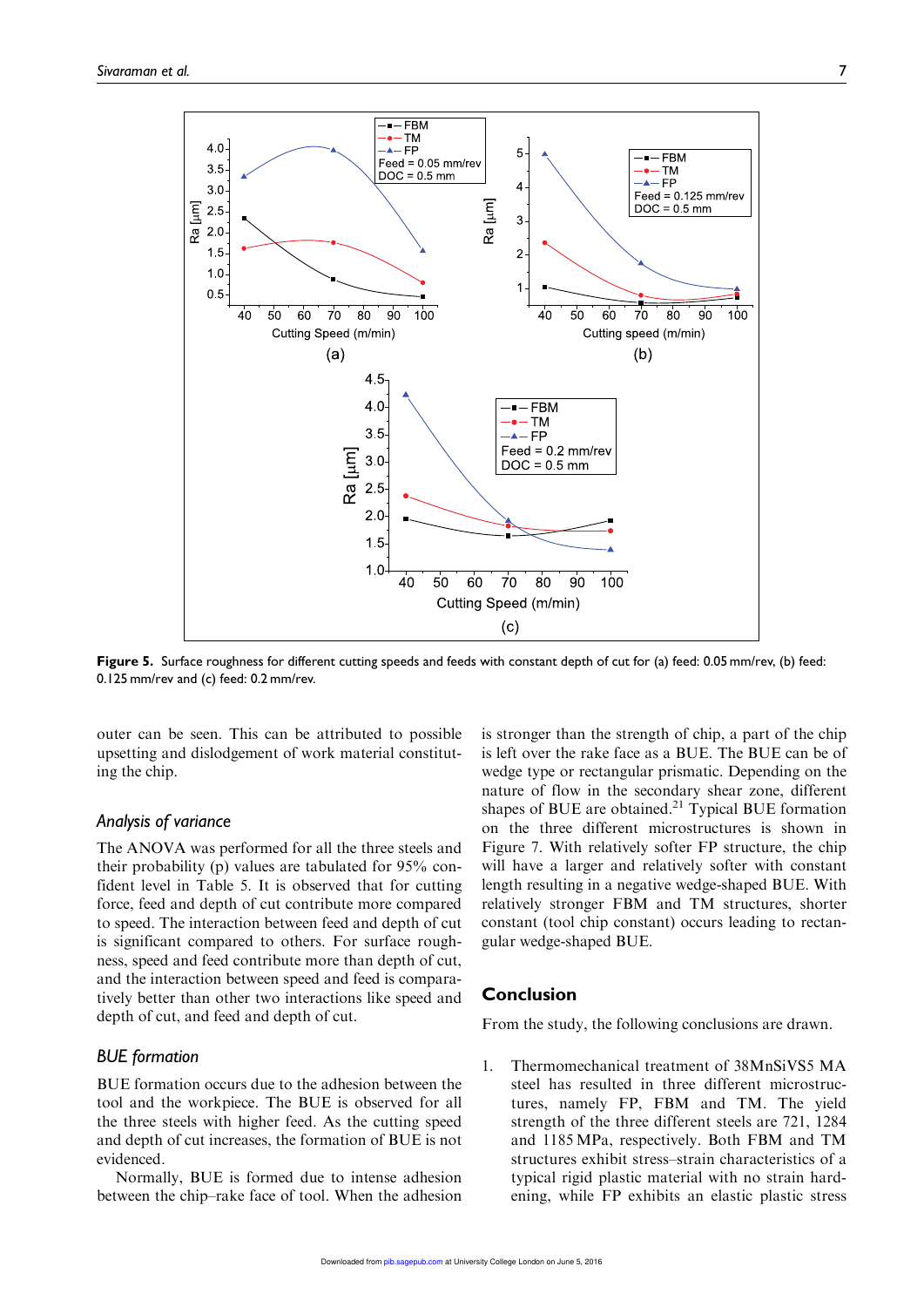Figure 5. Surface roughness for different cutting speeds and feeds with constant depth of cut for (a) feed: 0.05 mm/rev, (b) feed: 0.125 mm/rev and (c) feed: 0.2 mm/rev.

outer can be seen. This can be attributed to possible upsetting and dislodgement of work material constituting the chip.

### Analysis of variance

The ANOVA was performed for all the three steels and their probability (p) values are tabulated for 95% confident level in Table 5. It is observed that for cutting force, feed and depth of cut contribute more compared to speed. The interaction between feed and depth of cut is significant compared to others. For surface roughness, speed and feed contribute more than depth of cut, and the interaction between speed and feed is comparatively better than other two interactions like speed and depth of cut, and feed and depth of cut.

### BUE formation

BUE formation occurs due to the adhesion between the tool and the workpiece. The BUE is observed for all the three steels with higher feed. As the cutting speed and depth of cut increases, the formation of BUE is not evidenced.

Normally, BUE is formed due to intense adhesion between the chip–rake face of tool. When the adhesion is stronger than the strength of chip, a part of the chip is left over the rake face as a BUE. The BUE can be of wedge type or rectangular prismatic. Depending on the nature of flow in the secondary shear zone, different shapes of BUE are obtained.[21] Typical BUE formation on the three different microstructures is shown in Figure 7. With relatively softer FP structure, the chip will have a larger and relatively softer with constant length resulting in a negative wedge-shaped BUE. With relatively stronger FBM and TM structures, shorter constant (tool chip constant) occurs leading to rectangular wedge-shaped BUE.

## Conclusion

From the study, the following conclusions are drawn.

1. Thermomechanical treatment of 38MnSiVS5 MA steel has resulted in three different microstructures, namely FP, FBM and TM. The yield strength of the three different steels are 721, 1284 and 1185 MPa, respectively. Both FBM and TM structures exhibit stress–strain characteristics of a typical rigid plastic material with no strain hardening, while FP exhibits an elastic plastic stress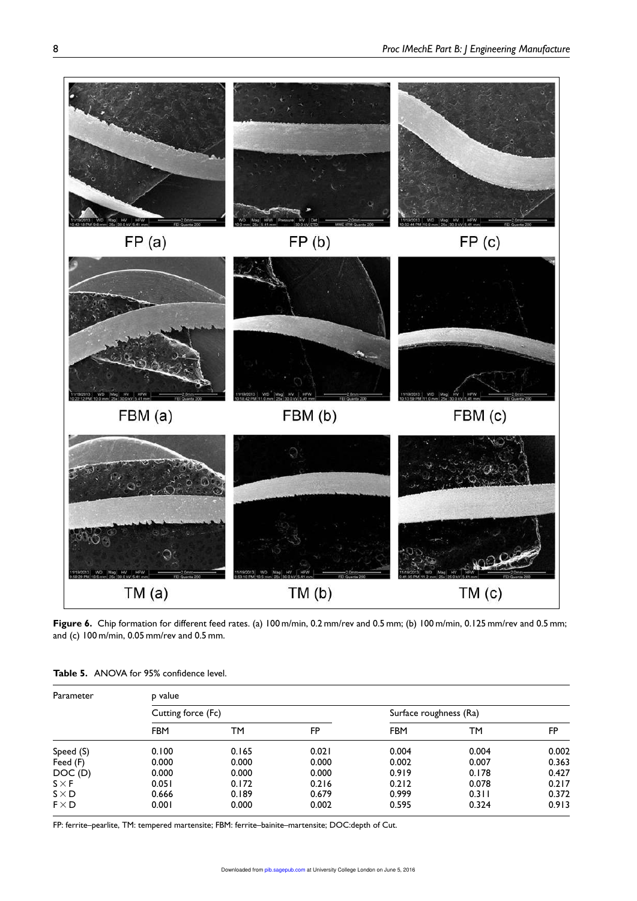**Figure 6.** Chip formation for different feed rates. (a) 100 m/min, 0.2 mm/rev and 0.5 mm; (b) 100 m/min, 0.125 mm/rev and 0.5 mm; and (c) 100 m/min, 0.05 mm/rev and 0.5 mm.

**Table 5.** ANOVA for 95% confidence level.

| Parameter | p value | | | | | |
|---|---|---|---|---|---|---|
| | Cutting force (Fc) | | | Surface roughness (Ra) | | |
| | FBM | TM | FP | FBM | TM | FP |
| Speed (S) | 0.100 | 0.165 | 0.021 | 0.004 | 0.004 | 0.002 |
| Feed (F) | 0.000 | 0.000 | 0.000 | 0.002 | 0.007 | 0.363 |
| DOC (D) | 0.000 | 0.000 | 0.000 | 0.919 | 0.178 | 0.427 |
| S × F | 0.051 | 0.172 | 0.216 | 0.212 | 0.078 | 0.217 |
| S × D | 0.666 | 0.189 | 0.679 | 0.999 | 0.311 | 0.372 |
| F × D | 0.001 | 0.000 | 0.002 | 0.595 | 0.324 | 0.913 |

FP: ferrite–pearlite, TM: tempered martensite; FBM: ferrite–bainite–martensite; DOC:depth of Cut.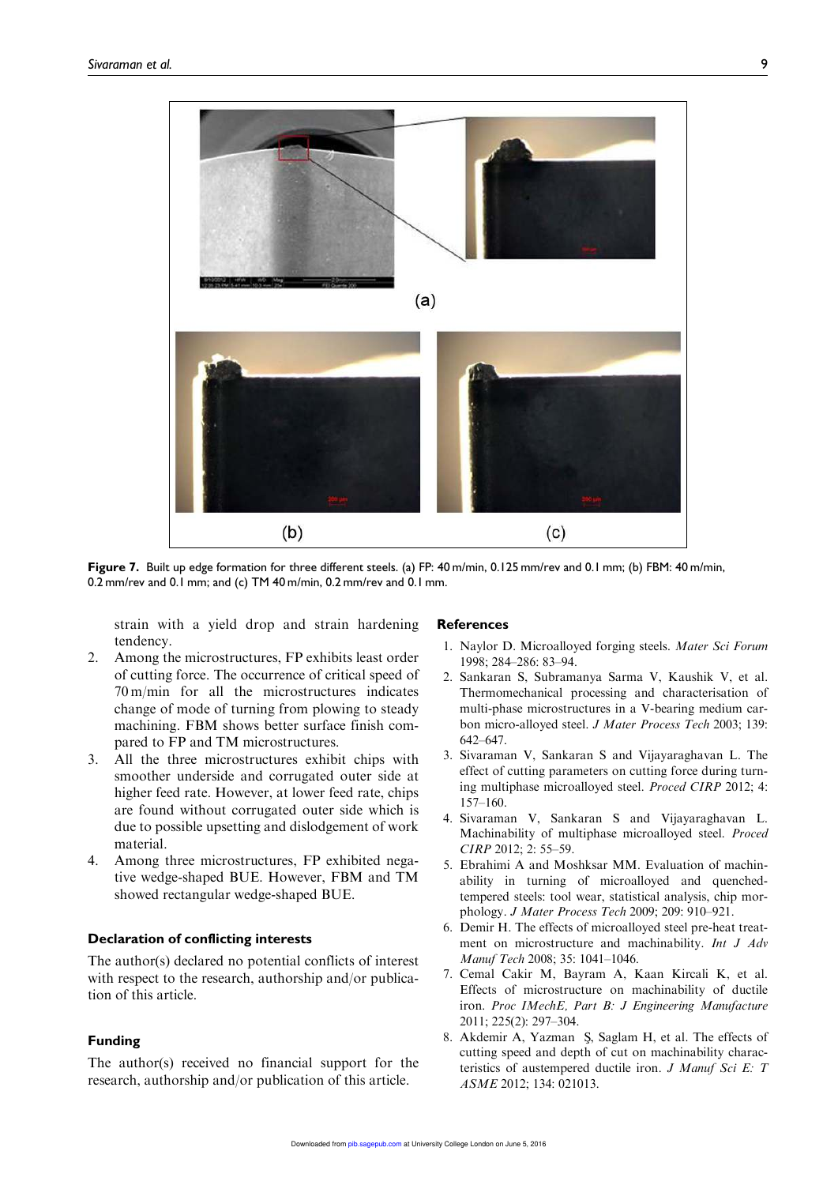Figure 7. Built up edge formation for three different steels. (a) FP: 40 m/min, 0.125 mm/rev and 0.1 mm; (b) FBM: 40 m/min, 0.2 mm/rev and 0.1 mm; and (c) TM 40 m/min, 0.2 mm/rev and 0.1 mm.

strain with a yield drop and strain hardening tendency.

2. Among the microstructures, FP exhibits least order of cutting force. The occurrence of critical speed of 70 m/min for all the microstructures indicates change of mode of turning from plowing to steady machining. FBM shows better surface finish compared to FP and TM microstructures.
3. All the three microstructures exhibit chips with smoother underside and corrugated outer side at higher feed rate. However, at lower feed rate, chips are found without corrugated outer side which is due to possible upsetting and dislodgement of work material.
4. Among three microstructures, FP exhibited negative wedge-shaped BUE. However, FBM and TM showed rectangular wedge-shaped BUE.

### Declaration of conflicting interests

The author(s) declared no potential conflicts of interest with respect to the research, authorship and/or publication of this article.

### Funding

The author(s) received no financial support for the research, authorship and/or publication of this article.

### References

1. Naylor D. Microalloyed forging steels. *Mater Sci Forum* 1998; 284–286: 83–94.
2. Sankaran S, Subramanya Sarma V, Kaushik V, et al. Thermomechanical processing and characterisation of multi-phase microstructures in a V-bearing medium carbon micro-alloyed steel. *J Mater Process Tech* 2003; 139: 642–647.
3. Sivaraman V, Sankaran S and Vijayaraghavan L. The effect of cutting parameters on cutting force during turning multiphase microalloyed steel. *Proced CIRP* 2012; 4: 157–160.
4. Sivaraman V, Sankaran S and Vijayaraghavan L. Machinability of multiphase microalloyed steel. *Proced CIRP* 2012; 2: 55–59.
5. Ebrahimi A and Moshksar MM. Evaluation of machinability in turning of microalloyed and quenched-tempered steels: tool wear, statistical analysis, chip morphology. *J Mater Process Tech* 2009; 209: 910–921.
6. Demir H. The effects of microalloyed steel pre-heat treatment on microstructure and machinability. *Int J Adv Manuf Tech* 2008; 35: 1041–1046.
7. Cemal Cakir M, Bayram A, Kaan Kircali K, et al. Effects of microstructure on machinability of ductile iron. *Proc IMechE, Part B: J Engineering Manufacture* 2011; 225(2): 297–304.
8. Akdemir A, Yazman Ş, Saglam H, et al. The effects of cutting speed and depth of cut on machinability characteristics of austempered ductile iron. *J Manuf Sci E: T ASME* 2012; 134: 021013.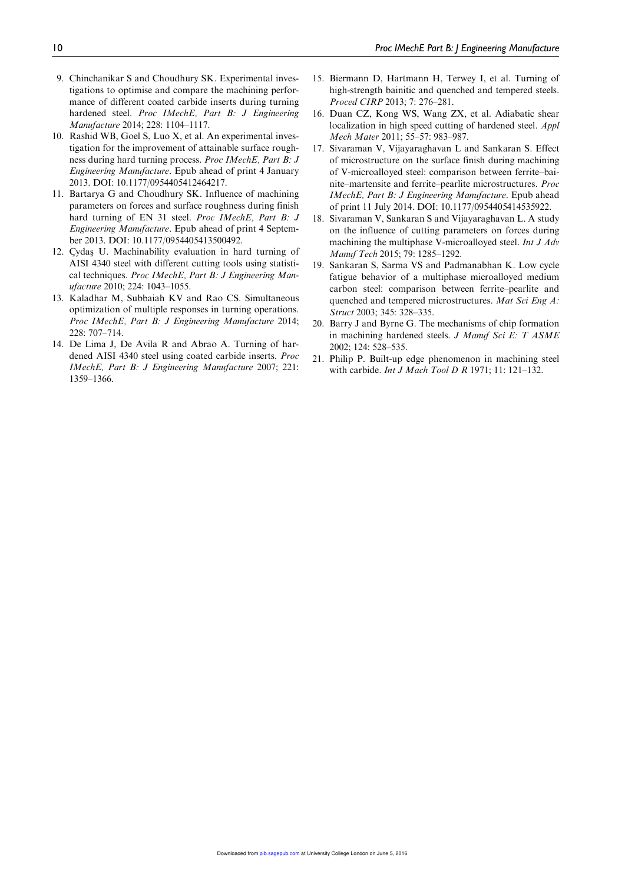9. Chinchanikar S and Choudhury SK. Experimental investigations to optimise and compare the machining performance of different coated carbide inserts during turning hardened steel. *Proc IMechE, Part B: J Engineering Manufacture* 2014; 228: 1104–1117.
10. Rashid WB, Goel S, Luo X, et al. An experimental investigation for the improvement of attainable surface roughness during hard turning process. *Proc IMechE, Part B: J Engineering Manufacture*. Epub ahead of print 4 January 2013. DOI: 10.1177/0954405412464217.
11. Bartarya G and Choudhury SK. Influence of machining parameters on forces and surface roughness during finish hard turning of EN 31 steel. *Proc IMechE, Part B: J Engineering Manufacture*. Epub ahead of print 4 September 2013. DOI: 10.1177/0954405413500492.
12. Çydaş U. Machinability evaluation in hard turning of AISI 4340 steel with different cutting tools using statistical techniques. *Proc IMechE, Part B: J Engineering Manufacture* 2010; 224: 1043–1055.
13. Kaladhar M, Subbaiah KV and Rao CS. Simultaneous optimization of multiple responses in turning operations. *Proc IMechE, Part B: J Engineering Manufacture* 2014; 228: 707–714.
14. De Lima J, De Avila R and Abrao A. Turning of hardened AISI 4340 steel using coated carbide inserts. *Proc IMechE, Part B: J Engineering Manufacture* 2007; 221: 1359–1366.
15. Biermann D, Hartmann H, Terwey I, et al. Turning of high-strength bainitic and quenched and tempered steels. *Proced CIRP* 2013; 7: 276–281.
16. Duan CZ, Kong WS, Wang ZX, et al. Adiabatic shear localization in high speed cutting of hardened steel. *Appl Mech Mater* 2011; 55–57: 983–987.
17. Sivaraman V, Vijayaraghavan L and Sankaran S. Effect of microstructure on the surface finish during machining of V-microalloyed steel: comparison between ferrite–bainite–martensite and ferrite–pearlite microstructures. *Proc IMechE, Part B: J Engineering Manufacture*. Epub ahead of print 11 July 2014. DOI: 10.1177/0954405414535922.
18. Sivaraman V, Sankaran S and Vijayaraghavan L. A study on the influence of cutting parameters on forces during machining the multiphase V-microalloyed steel. *Int J Adv Manuf Tech* 2015; 79: 1285–1292.
19. Sankaran S, Sarma VS and Padmanabhan K. Low cycle fatigue behavior of a multiphase microalloyed medium carbon steel: comparison between ferrite–pearlite and quenched and tempered microstructures. *Mat Sci Eng A: Struct* 2003; 345: 328–335.
20. Barry J and Byrne G. The mechanisms of chip formation in machining hardened steels. *J Manuf Sci E: T ASME* 2002; 124: 528–535.
21. Philip P. Built-up edge phenomenon in machining steel with carbide. *Int J Mach Tool D R* 1971; 11: 121–132.